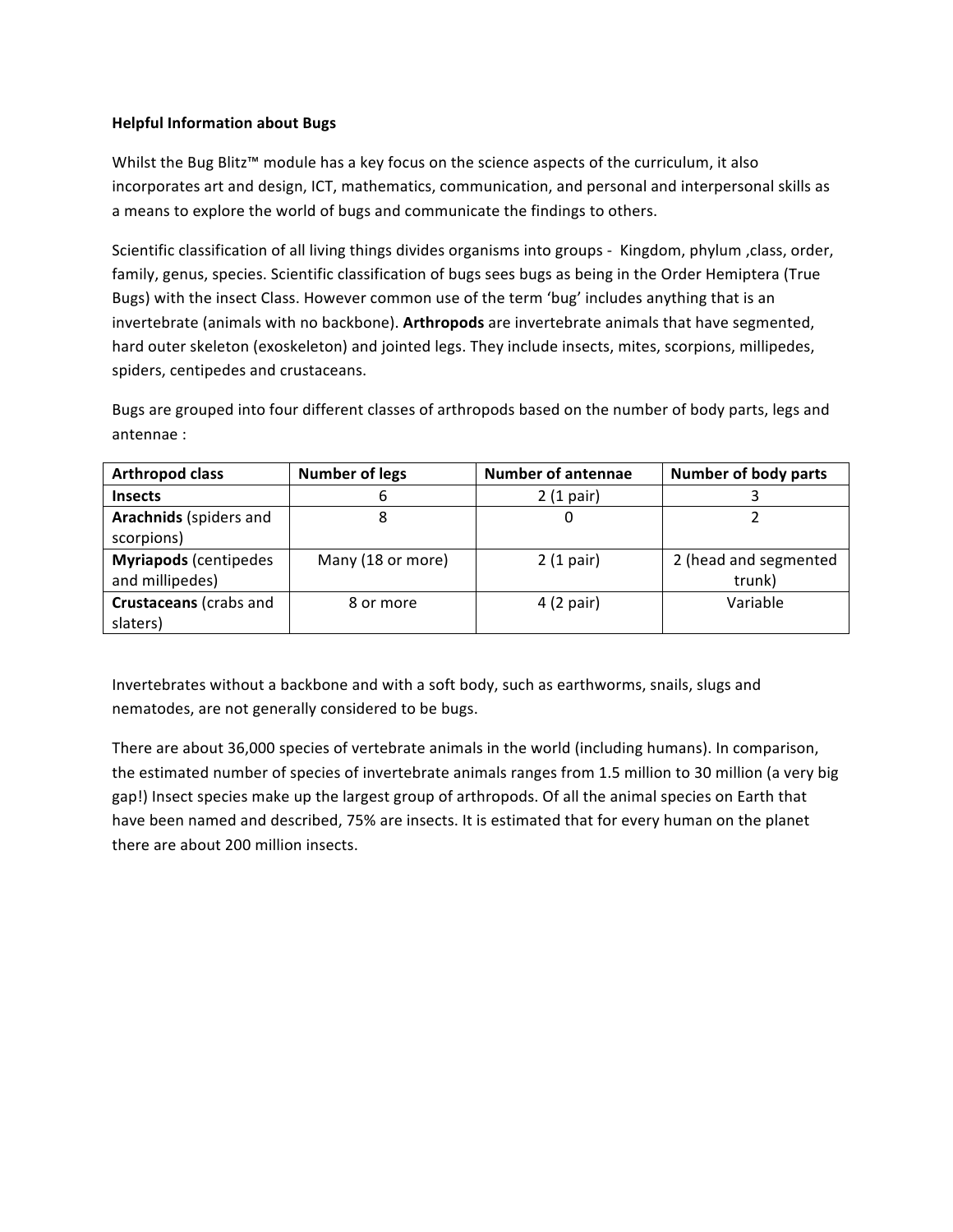**Helpful Information about Bugs**

Whilst the Bug Blitz™ module has a key focus on the science aspects of the curriculum, it also incorporates art and design, ICT, mathematics, communication, and personal and interpersonal skills as a means to explore the world of bugs and communicate the findings to others.

Scientific classification of all living things divides organisms into groups - Kingdom, phylum ,class, order, family, genus, species. Scientific classification of bugs sees bugs as being in the Order Hemiptera (True Bugs) with the insect Class. However common use of the term 'bug' includes anything that is an invertebrate (animals with no backbone). **Arthropods** are invertebrate animals that have segmented, hard outer skeleton (exoskeleton) and jointed legs. They include insects, mites, scorpions, millipedes, spiders, centipedes and crustaceans.

Bugs are grouped into four different classes of arthropods based on the number of body parts, legs and antennae :

| Arthropod class | Number of legs | Number of antennae | Number of body parts |
|---|---|---|---|
| **Insects** | 6 | 2 (1 pair) | 3 |
| **Arachnids** (spiders and scorpions) | 8 | 0 | 2 |
| **Myriapods** (centipedes and millipedes) | Many (18 or more) | 2 (1 pair) | 2 (head and segmented trunk) |
| **Crustaceans** (crabs and slaters) | 8 or more | 4 (2 pair) | Variable |

Invertebrates without a backbone and with a soft body, such as earthworms, snails, slugs and nematodes, are not generally considered to be bugs.

There are about 36,000 species of vertebrate animals in the world (including humans). In comparison, the estimated number of species of invertebrate animals ranges from 1.5 million to 30 million (a very big gap!) Insect species make up the largest group of arthropods. Of all the animal species on Earth that have been named and described, 75% are insects. It is estimated that for every human on the planet there are about 200 million insects.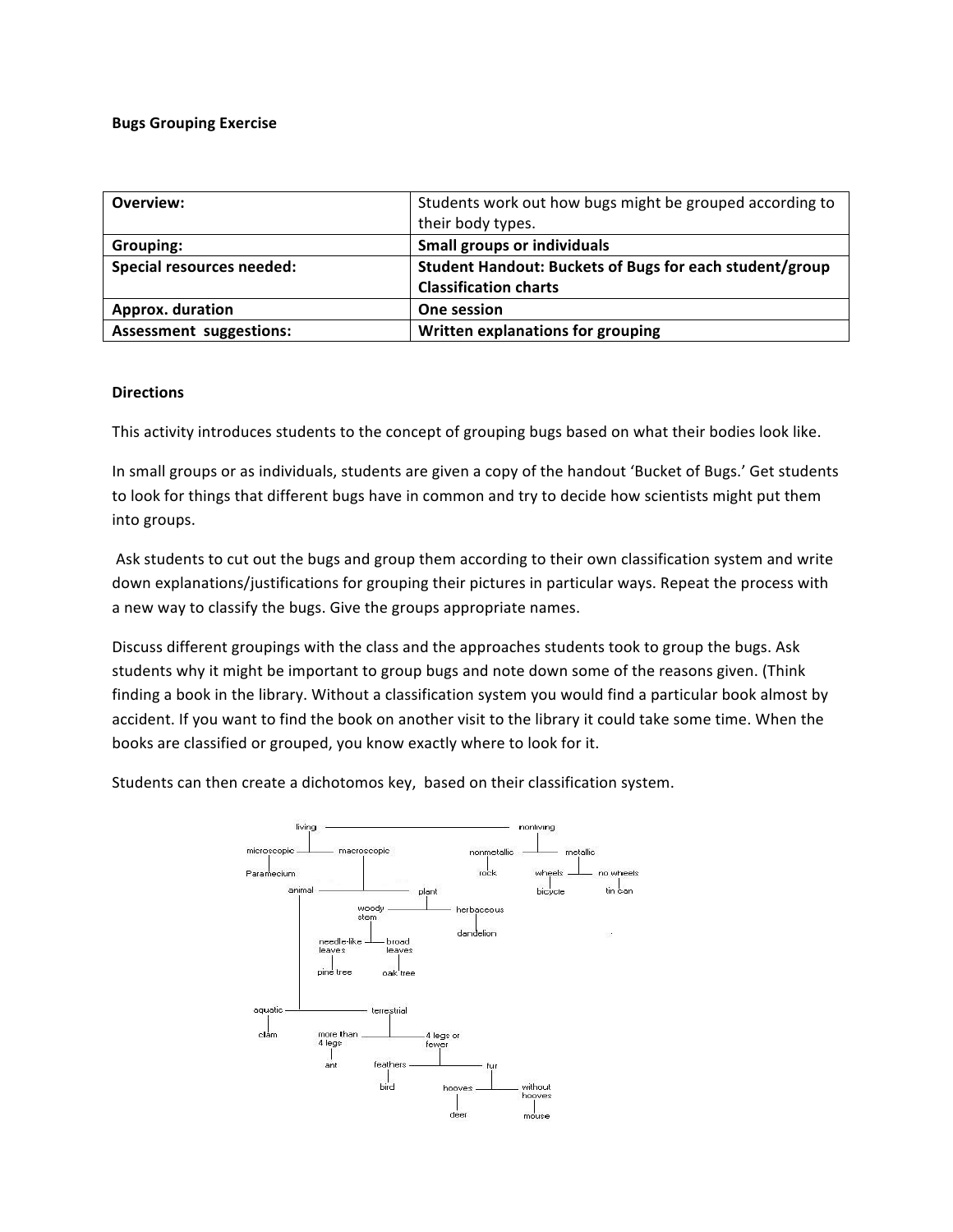**Bugs Grouping Exercise**

| **Overview:** | Students work out how bugs might be grouped according to their body types. |
|---|---|
| **Grouping:** | **Small groups or individuals** |
| **Special resources needed:** | **Student Handout: Buckets of Bugs for each student/group Classification charts** |
| **Approx. duration** | **One session** |
| **Assessment suggestions:** | **Written explanations for grouping** |

**Directions**

This activity introduces students to the concept of grouping bugs based on what their bodies look like.

In small groups or as individuals, students are given a copy of the handout 'Bucket of Bugs.' Get students to look for things that different bugs have in common and try to decide how scientists might put them into groups.

Ask students to cut out the bugs and group them according to their own classification system and write down explanations/justifications for grouping their pictures in particular ways. Repeat the process with a new way to classify the bugs. Give the groups appropriate names.

Discuss different groupings with the class and the approaches students took to group the bugs. Ask students why it might be important to group bugs and note down some of the reasons given. (Think finding a book in the library. Without a classification system you would find a particular book almost by accident. If you want to find the book on another visit to the library it could take some time. When the books are classified or grouped, you know exactly where to look for it.

Students can then create a dichotomos key, based on their classification system.

- living
  - microscopic
    - Paramecium
  - macroscopic
    - animal
      - aquatic
        - clam
      - terrestrial
        - more than 4 legs
          - ant
        - 4 legs or fewer
          - feathers
            - bird
          - fur
            - hooves
              - deer
            - without hooves
              - mouse
    - plant
      - woody stem
        - needle-like leaves
          - pine tree
        - broad leaves
          - oak tree
      - herbaceous
        - dandelion
- nonliving
  - nonmetallic
    - rock
  - metallic
    - wheels
      - bicycle
    - no wheels
      - tin can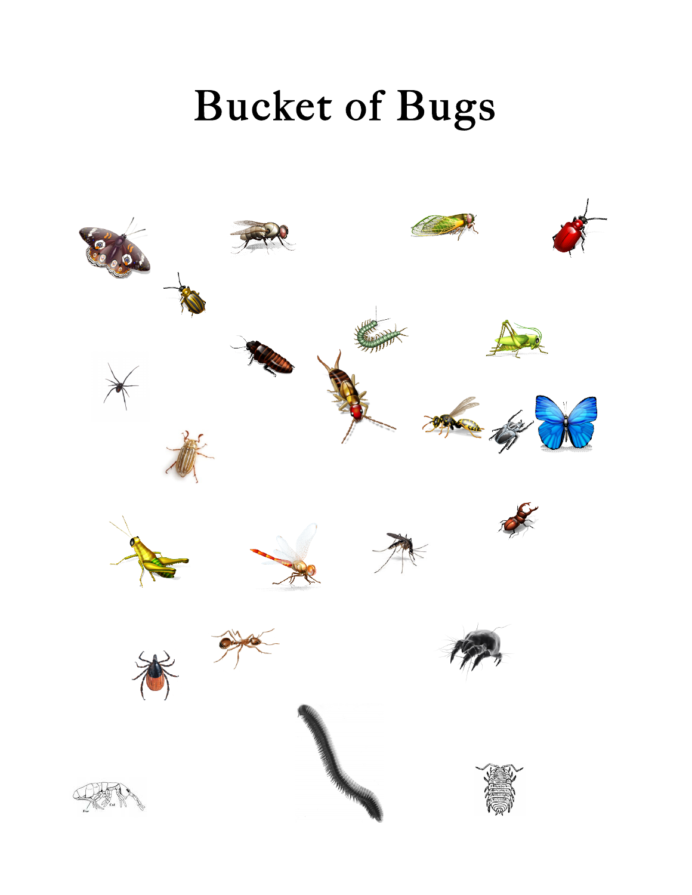# Bucket of Bugs